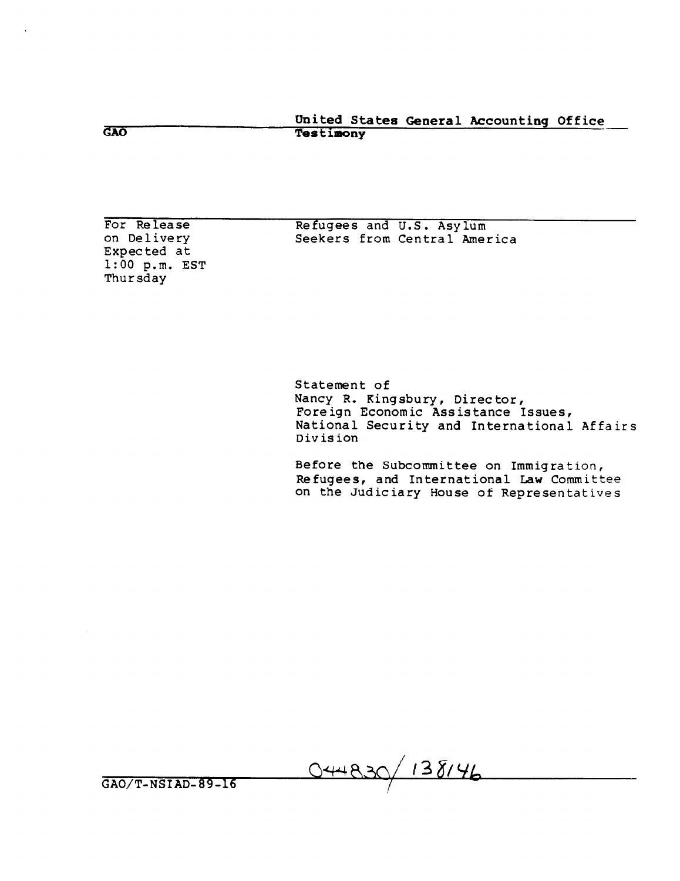GAO

**United States General Accounting Office**
**Testimony**

For Release
on Delivery
Expected at
1:00 p.m. EST
Thursday

# Refugees and U.S. Asylum Seekers from Central America

Statement of
Nancy R. Kingsbury, Director,
Foreign Economic Assistance Issues,
National Security and International Affairs
Division

Before the Subcommittee on Immigration,
Refugees, and International Law Committee
on the Judiciary House of Representatives

GAO/T-NSIAD-89-16

044830/ 138146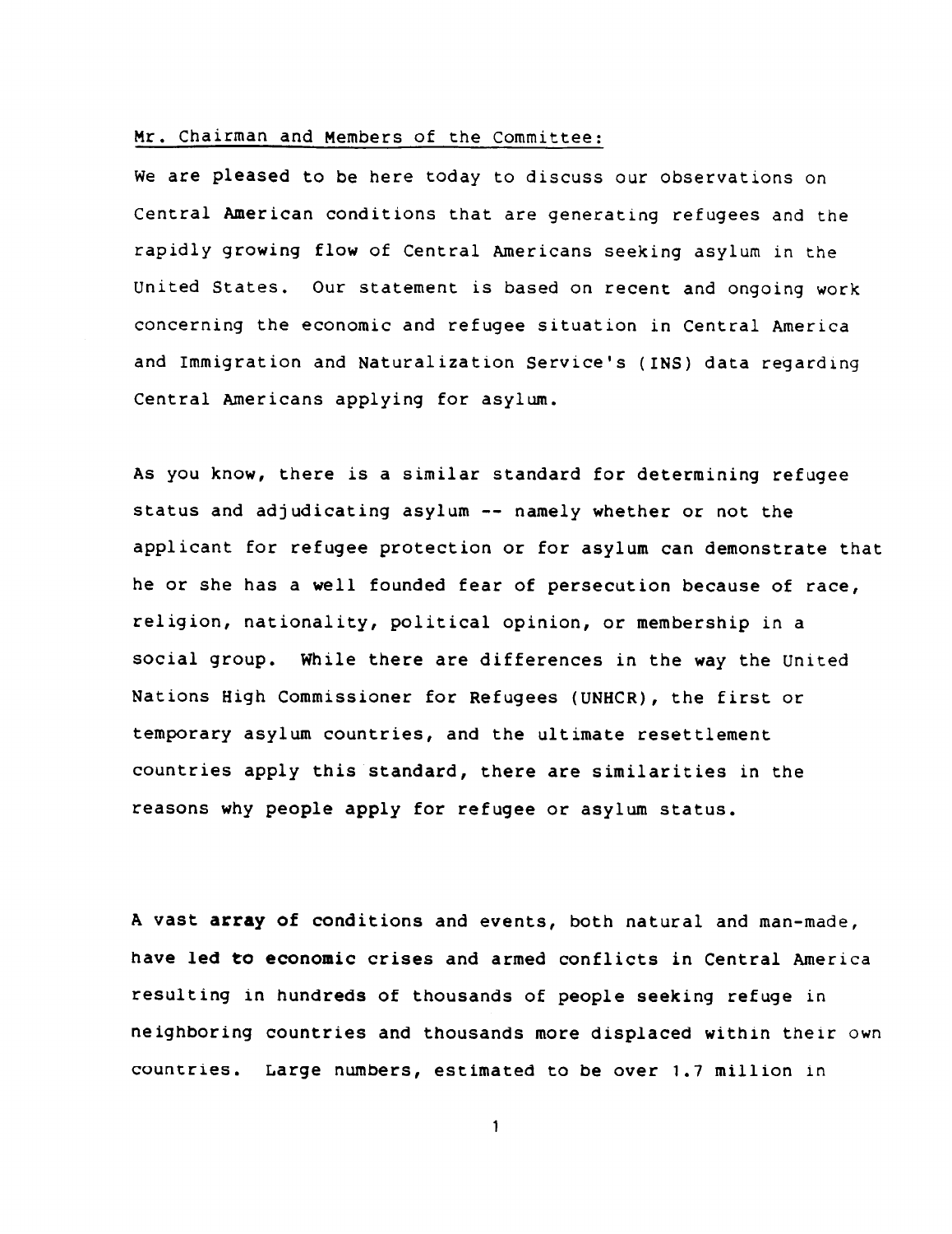Mr. Chairman and Members of the Committee:

We are pleased to be here today to discuss our observations on Central American conditions that are generating refugees and the rapidly growing flow of Central Americans seeking asylum in the United States. Our statement is based on recent and ongoing work concerning the economic and refugee situation in Central America and Immigration and Naturalization Service's (INS) data regarding Central Americans applying for asylum.

As you know, there is a similar standard for determining refugee status and adjudicating asylum -- namely whether or not the applicant for refugee protection or for asylum can demonstrate that he or she has a well founded fear of persecution because of race, religion, nationality, political opinion, or membership in a social group. While there are differences in the way the United Nations High Commissioner for Refugees (UNHCR), the first or temporary asylum countries, and the ultimate resettlement countries apply this standard, there are similarities in the reasons why people apply for refugee or asylum status.

A vast array of conditions and events, both natural and man-made, have led to economic crises and armed conflicts in Central America resulting in hundreds of thousands of people seeking refuge in neighboring countries and thousands more displaced within their own countries. Large numbers, estimated to be over 1.7 million in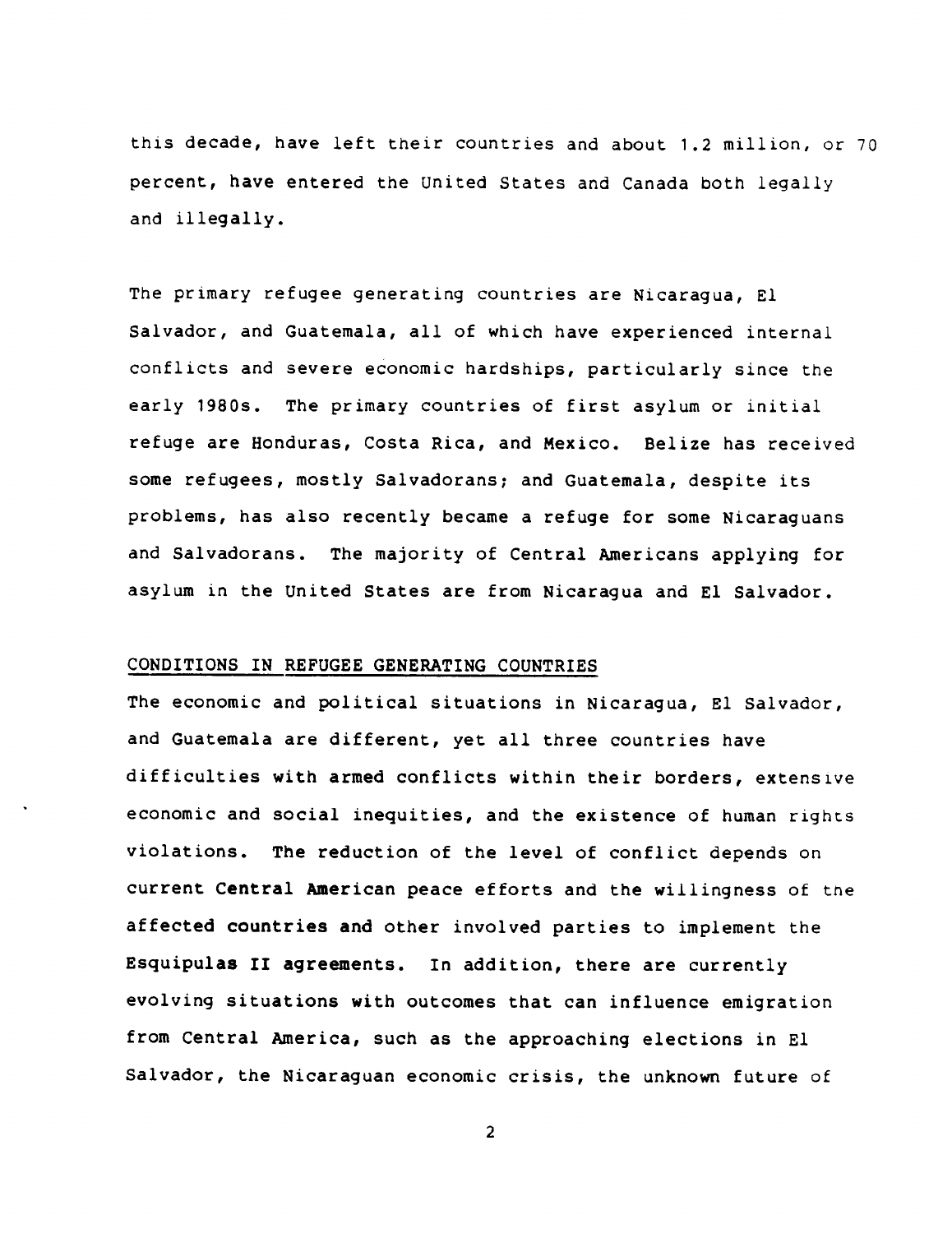this decade, have left their countries and about 1.2 million, or 70 percent, have entered the United States and Canada both legally and illegally.

The primary refugee generating countries are Nicaragua, El Salvador, and Guatemala, all of which have experienced internal conflicts and severe economic hardships, particularly since the early 1980s. The primary countries of first asylum or initial refuge are Honduras, Costa Rica, and Mexico. Belize has received some refugees, mostly Salvadorans; and Guatemala, despite its problems, has also recently became a refuge for some Nicaraguans and Salvadorans. The majority of Central Americans applying for asylum in the United States are from Nicaragua and El Salvador.

## CONDITIONS IN REFUGEE GENERATING COUNTRIES

The economic and political situations in Nicaragua, El Salvador, and Guatemala are different, yet all three countries have difficulties with armed conflicts within their borders, extensive economic and social inequities, and the existence of human rights violations. The reduction of the level of conflict depends on current Central American peace efforts and the willingness of the affected countries and other involved parties to implement the Esquipulas II agreements. In addition, there are currently evolving situations with outcomes that can influence emigration from Central America, such as the approaching elections in El Salvador, the Nicaraguan economic crisis, the unknown future of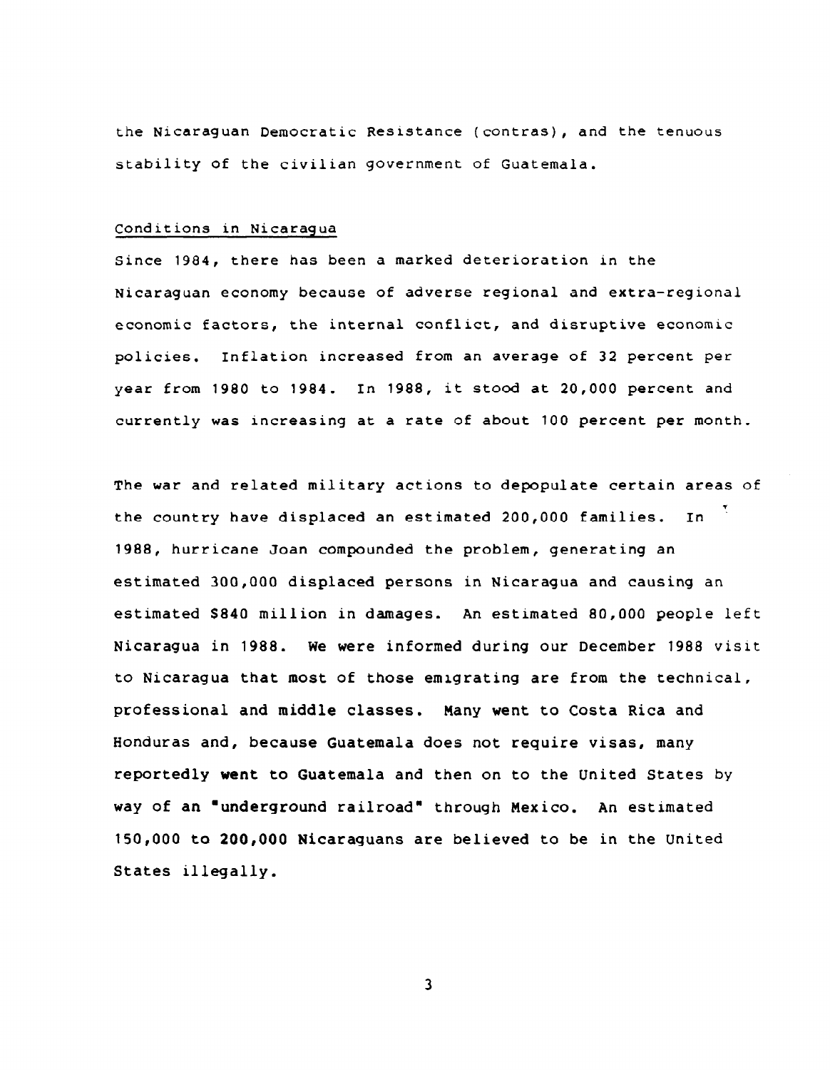the Nicaraguan Democratic Resistance (contras), and the tenuous stability of the civilian government of Guatemala.

Conditions in Nicaragua

Since 1984, there has been a marked deterioration in the Nicaraguan economy because of adverse regional and extra-regional economic factors, the internal conflict, and disruptive economic policies. Inflation increased from an average of 32 percent per year from 1980 to 1984. In 1988, it stood at 20,000 percent and currently was increasing at a rate of about 100 percent per month.

The war and related military actions to depopulate certain areas of the country have displaced an estimated 200,000 families. In 1988, hurricane Joan compounded the problem, generating an estimated 300,000 displaced persons in Nicaragua and causing an estimated $840 million in damages. An estimated 80,000 people left Nicaragua in 1988. We were informed during our December 1988 visit to Nicaragua that most of those emigrating are from the technical, professional and middle classes. Many went to Costa Rica and Honduras and, because Guatemala does not require visas, many reportedly went to Guatemala and then on to the United States by way of an "underground railroad" through Mexico. An estimated 150,000 to 200,000 Nicaraguans are believed to be in the United States illegally.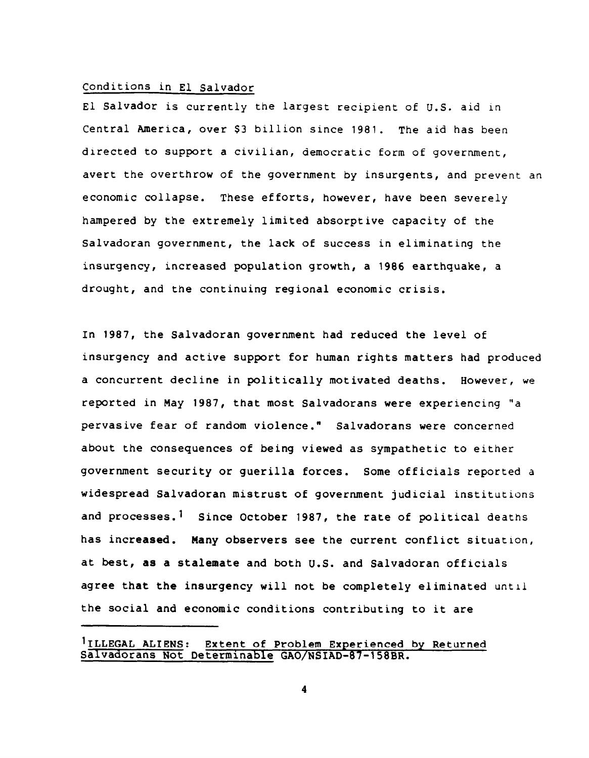Conditions in El Salvador

El Salvador is currently the largest recipient of U.S. aid in Central America, over $3 billion since 1981. The aid has been directed to support a civilian, democratic form of government, avert the overthrow of the government by insurgents, and prevent an economic collapse. These efforts, however, have been severely hampered by the extremely limited absorptive capacity of the Salvadoran government, the lack of success in eliminating the insurgency, increased population growth, a 1986 earthquake, a drought, and the continuing regional economic crisis.

In 1987, the Salvadoran government had reduced the level of insurgency and active support for human rights matters had produced a concurrent decline in politically motivated deaths. However, we reported in May 1987, that most Salvadorans were experiencing "a pervasive fear of random violence." Salvadorans were concerned about the consequences of being viewed as sympathetic to either government security or guerilla forces. Some officials reported a widespread Salvadoran mistrust of government judicial institutions and processes.[1] Since October 1987, the rate of political deaths has increased. Many observers see the current conflict situation, at best, as a stalemate and both U.S. and Salvadoran officials agree that the insurgency will not be completely eliminated until the social and economic conditions contributing to it are

---

[1] ILLEGAL ALIENS: Extent of Problem Experienced by Returned Salvadorans Not Determinable GAO/NSIAD-87-158BR.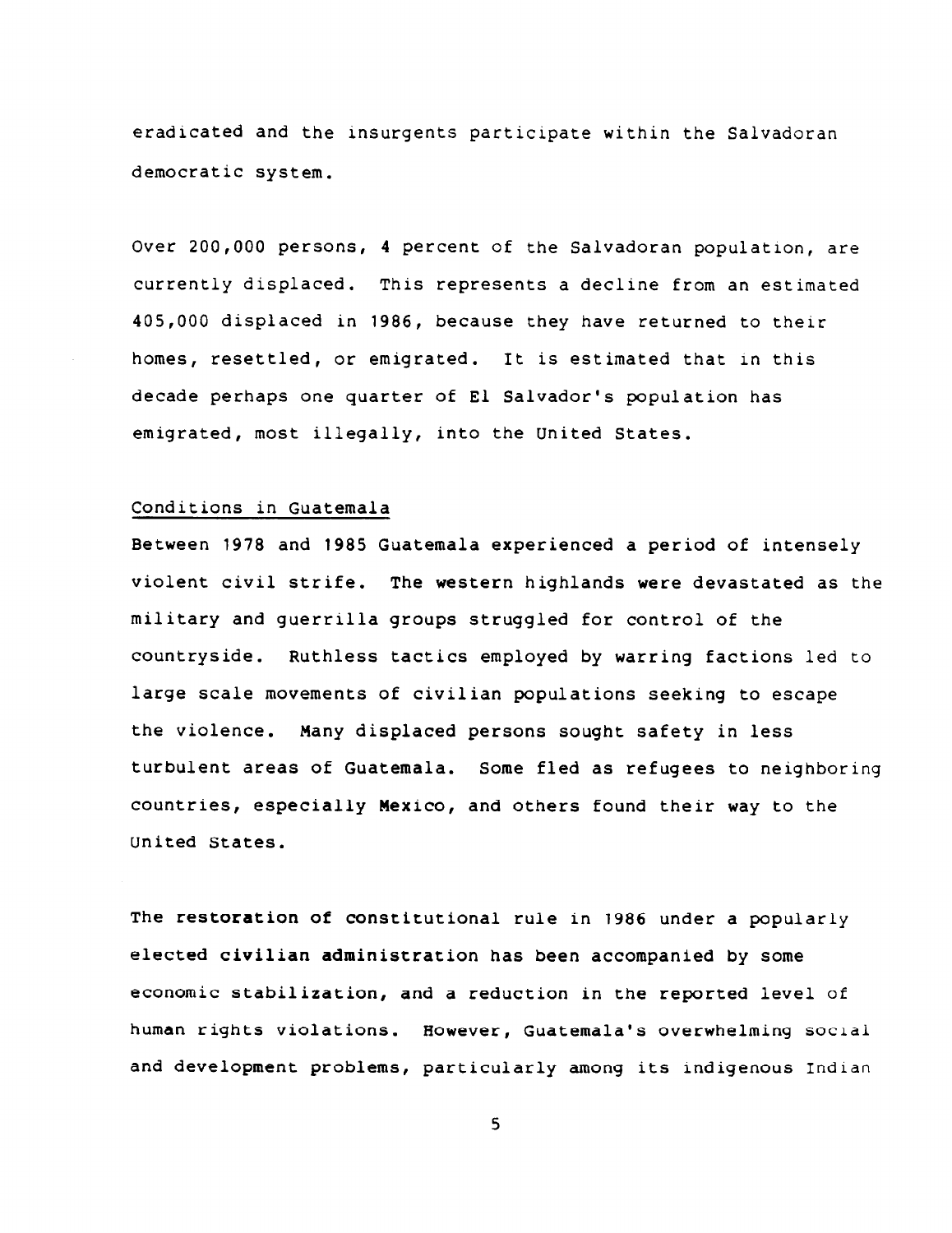eradicated and the insurgents participate within the Salvadoran democratic system.

Over 200,000 persons, 4 percent of the Salvadoran population, are currently displaced. This represents a decline from an estimated 405,000 displaced in 1986, because they have returned to their homes, resettled, or emigrated. It is estimated that in this decade perhaps one quarter of El Salvador's population has emigrated, most illegally, into the United States.

## Conditions in Guatemala

Between 1978 and 1985 Guatemala experienced a period of intensely violent civil strife. The western highlands were devastated as the military and guerrilla groups struggled for control of the countryside. Ruthless tactics employed by warring factions led to large scale movements of civilian populations seeking to escape the violence. Many displaced persons sought safety in less turbulent areas of Guatemala. Some fled as refugees to neighboring countries, especially Mexico, and others found their way to the United States.

The restoration of constitutional rule in 1986 under a popularly elected civilian administration has been accompanied by some economic stabilization, and a reduction in the reported level of human rights violations. However, Guatemala's overwhelming social and development problems, particularly among its indigenous Indian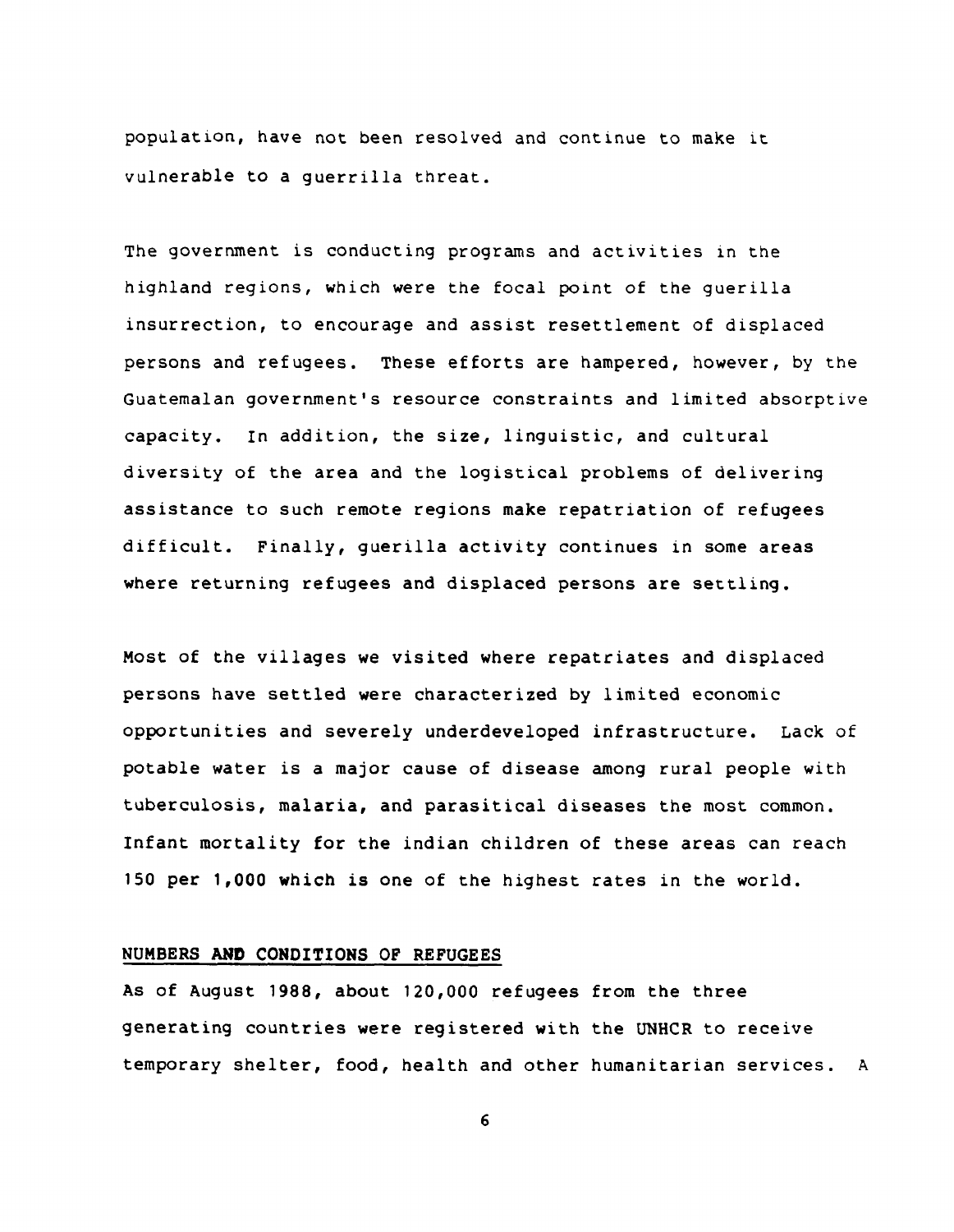population, have not been resolved and continue to make it vulnerable to a guerrilla threat.

The government is conducting programs and activities in the highland regions, which were the focal point of the guerilla insurrection, to encourage and assist resettlement of displaced persons and refugees. These efforts are hampered, however, by the Guatemalan government's resource constraints and limited absorptive capacity. In addition, the size, linguistic, and cultural diversity of the area and the logistical problems of delivering assistance to such remote regions make repatriation of refugees difficult. Finally, guerilla activity continues in some areas where returning refugees and displaced persons are settling.

Most of the villages we visited where repatriates and displaced persons have settled were characterized by limited economic opportunities and severely underdeveloped infrastructure. Lack of potable water is a major cause of disease among rural people with tuberculosis, malaria, and parasitical diseases the most common. Infant mortality for the indian children of these areas can reach 150 per 1,000 which is one of the highest rates in the world.

## NUMBERS AND CONDITIONS OF REFUGEES

As of August 1988, about 120,000 refugees from the three generating countries were registered with the UNHCR to receive temporary shelter, food, health and other humanitarian services. A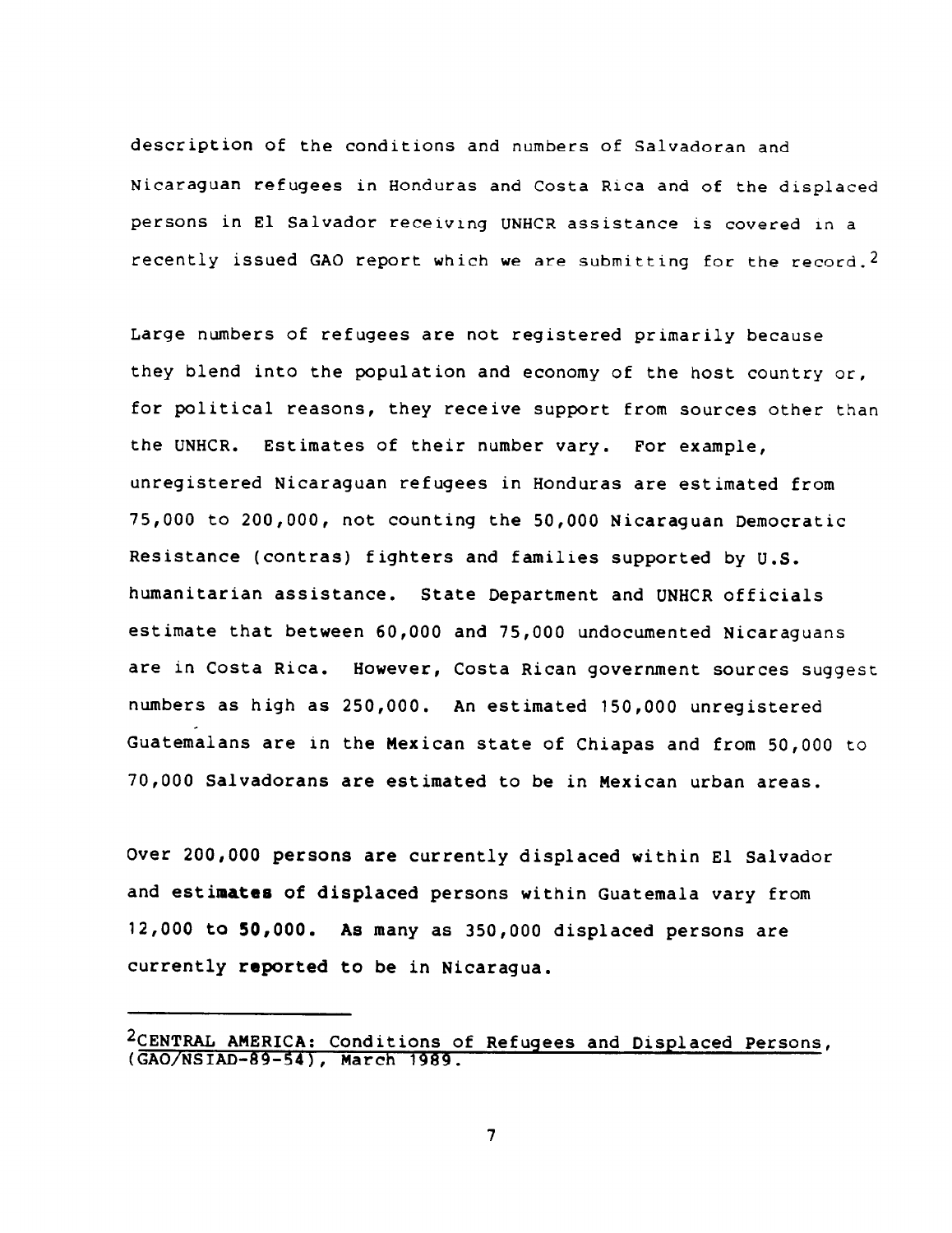description of the conditions and numbers of Salvadoran and Nicaraguan refugees in Honduras and Costa Rica and of the displaced persons in El Salvador receiving UNHCR assistance is covered in a recently issued GAO report which we are submitting for the record.[2]

Large numbers of refugees are not registered primarily because they blend into the population and economy of the host country or, for political reasons, they receive support from sources other than the UNHCR. Estimates of their number vary. For example, unregistered Nicaraguan refugees in Honduras are estimated from 75,000 to 200,000, not counting the 50,000 Nicaraguan Democratic Resistance (contras) fighters and families supported by U.S. humanitarian assistance. State Department and UNHCR officials estimate that between 60,000 and 75,000 undocumented Nicaraguans are in Costa Rica. However, Costa Rican government sources suggest numbers as high as 250,000. An estimated 150,000 unregistered Guatemalans are in the Mexican state of Chiapas and from 50,000 to 70,000 Salvadorans are estimated to be in Mexican urban areas.

Over 200,000 persons are currently displaced within El Salvador and estimates of displaced persons within Guatemala vary from 12,000 to 50,000. As many as 350,000 displaced persons are currently reported to be in Nicaragua.

---

[2]CENTRAL AMERICA: Conditions of Refugees and Displaced Persons, (GAO/NSIAD-89-54), March 1989.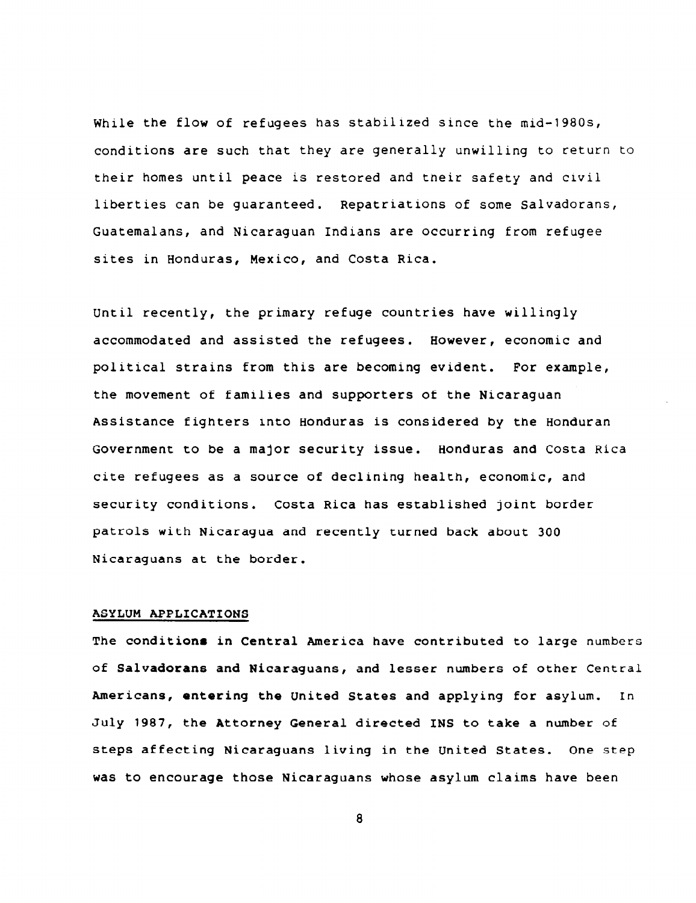While the flow of refugees has stabilized since the mid-1980s, conditions are such that they are generally unwilling to return to their homes until peace is restored and their safety and civil liberties can be guaranteed. Repatriations of some Salvadorans, Guatemalans, and Nicaraguan Indians are occurring from refugee sites in Honduras, Mexico, and Costa Rica.

Until recently, the primary refuge countries have willingly accommodated and assisted the refugees. However, economic and political strains from this are becoming evident. For example, the movement of families and supporters of the Nicaraguan Assistance fighters into Honduras is considered by the Honduran Government to be a major security issue. Honduras and Costa Rica cite refugees as a source of declining health, economic, and security conditions. Costa Rica has established joint border patrols with Nicaragua and recently turned back about 300 Nicaraguans at the border.

## ASYLUM APPLICATIONS

The conditions in Central America have contributed to large numbers of Salvadorans and Nicaraguans, and lesser numbers of other Central Americans, entering the United States and applying for asylum. In July 1987, the Attorney General directed INS to take a number of steps affecting Nicaraguans living in the United States. One step was to encourage those Nicaraguans whose asylum claims have been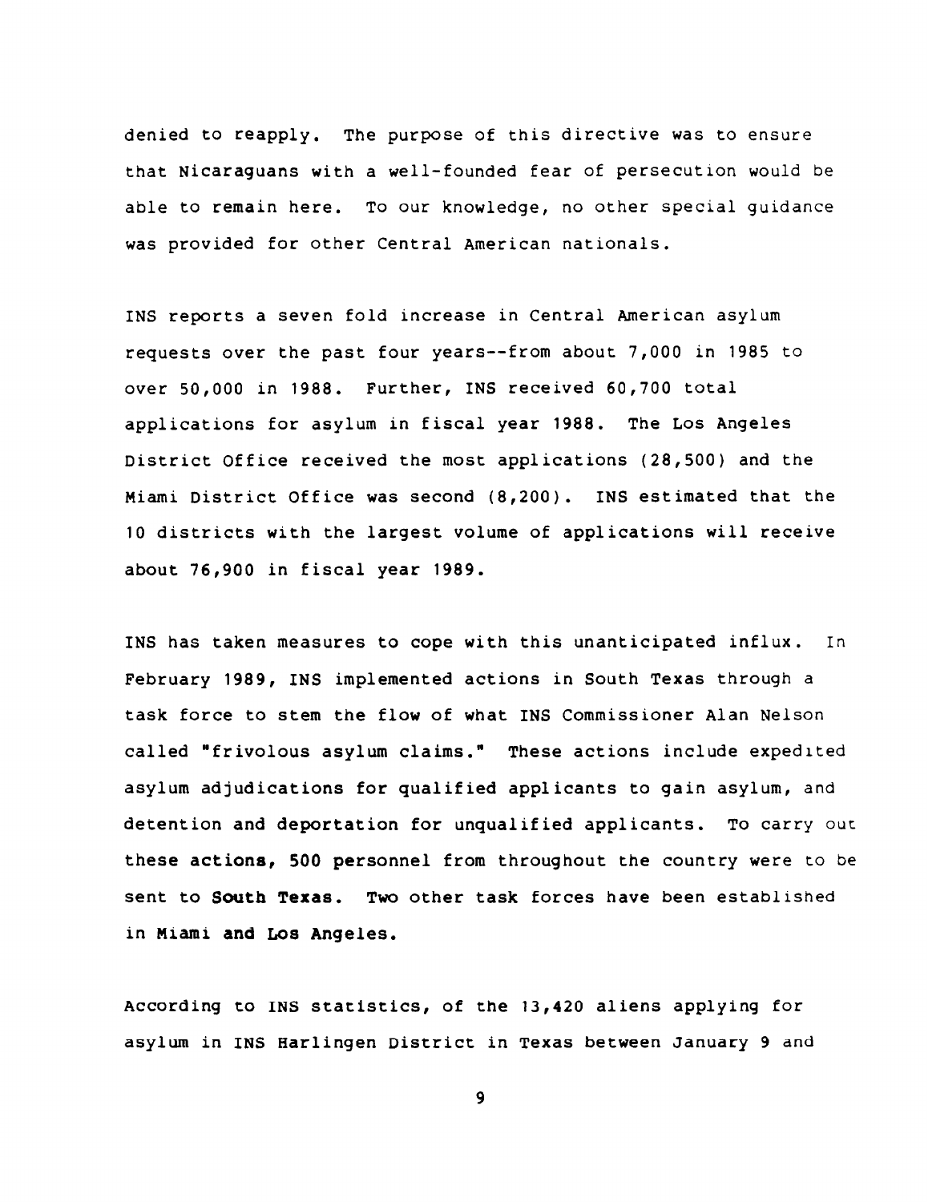denied to reapply. The purpose of this directive was to ensure that Nicaraguans with a well-founded fear of persecution would be able to remain here. To our knowledge, no other special guidance was provided for other Central American nationals.

INS reports a seven fold increase in Central American asylum requests over the past four years--from about 7,000 in 1985 to over 50,000 in 1988. Further, INS received 60,700 total applications for asylum in fiscal year 1988. The Los Angeles District Office received the most applications (28,500) and the Miami District Office was second (8,200). INS estimated that the 10 districts with the largest volume of applications will receive about 76,900 in fiscal year 1989.

INS has taken measures to cope with this unanticipated influx. In February 1989, INS implemented actions in South Texas through a task force to stem the flow of what INS Commissioner Alan Nelson called "frivolous asylum claims." These actions include expedited asylum adjudications for qualified applicants to gain asylum, and detention and deportation for unqualified applicants. To carry out these actions, 500 personnel from throughout the country were to be sent to South Texas. Two other task forces have been established in Miami and Los Angeles.

According to INS statistics, of the 13,420 aliens applying for asylum in INS Harlingen District in Texas between January 9 and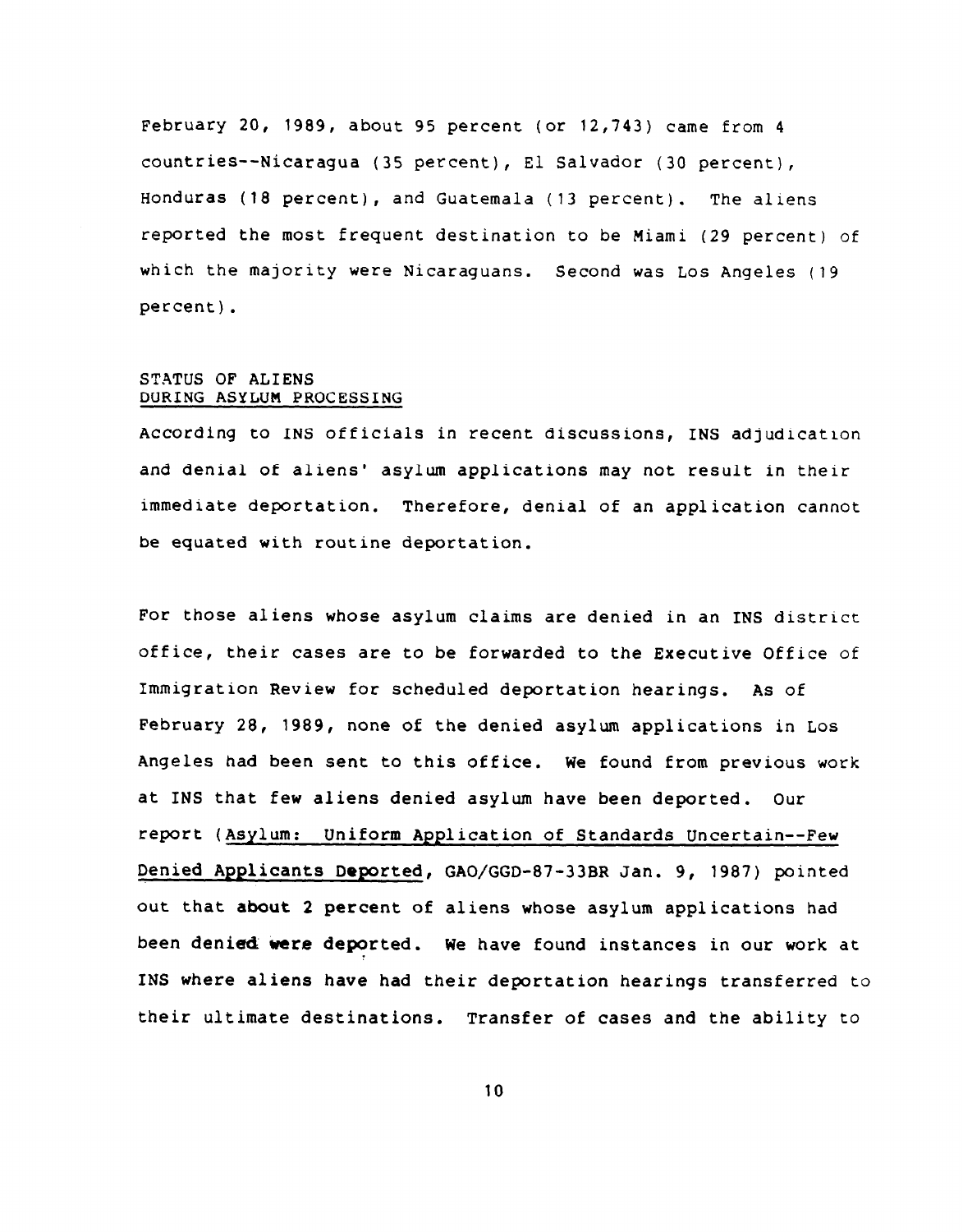February 20, 1989, about 95 percent (or 12,743) came from 4 countries--Nicaragua (35 percent), El Salvador (30 percent), Honduras (18 percent), and Guatemala (13 percent). The aliens reported the most frequent destination to be Miami (29 percent) of which the majority were Nicaraguans. Second was Los Angeles (19 percent).

## STATUS OF ALIENS DURING ASYLUM PROCESSING

According to INS officials in recent discussions, INS adjudication and denial of aliens' asylum applications may not result in their immediate deportation. Therefore, denial of an application cannot be equated with routine deportation.

For those aliens whose asylum claims are denied in an INS district office, their cases are to be forwarded to the Executive Office of Immigration Review for scheduled deportation hearings. As of February 28, 1989, none of the denied asylum applications in Los Angeles had been sent to this office. We found from previous work at INS that few aliens denied asylum have been deported. Our report (Asylum: Uniform Application of Standards Uncertain--Few Denied Applicants Deported, GAO/GGD-87-33BR Jan. 9, 1987) pointed out that about 2 percent of aliens whose asylum applications had been denied were deported. We have found instances in our work at INS where aliens have had their deportation hearings transferred to their ultimate destinations. Transfer of cases and the ability to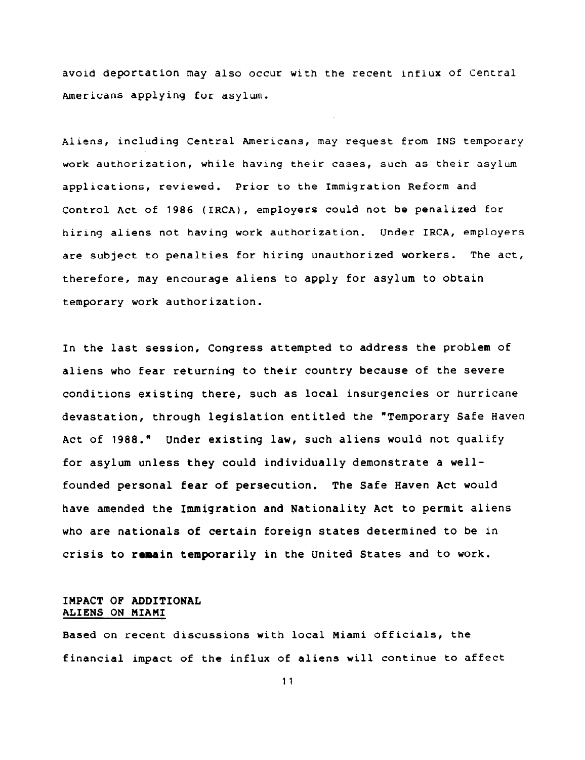avoid deportation may also occur with the recent influx of Central Americans applying for asylum.

Aliens, including Central Americans, may request from INS temporary work authorization, while having their cases, such as their asylum applications, reviewed. Prior to the Immigration Reform and Control Act of 1986 (IRCA), employers could not be penalized for hiring aliens not having work authorization. Under IRCA, employers are subject to penalties for hiring unauthorized workers. The act, therefore, may encourage aliens to apply for asylum to obtain temporary work authorization.

In the last session, Congress attempted to address the problem of aliens who fear returning to their country because of the severe conditions existing there, such as local insurgencies or hurricane devastation, through legislation entitled the "Temporary Safe Haven Act of 1988." Under existing law, such aliens would not qualify for asylum unless they could individually demonstrate a well-founded personal fear of persecution. The Safe Haven Act would have amended the Immigration and Nationality Act to permit aliens who are nationals of certain foreign states determined to be in crisis to remain temporarily in the United States and to work.

## IMPACT OF ADDITIONAL ALIENS ON MIAMI

Based on recent discussions with local Miami officials, the financial impact of the influx of aliens will continue to affect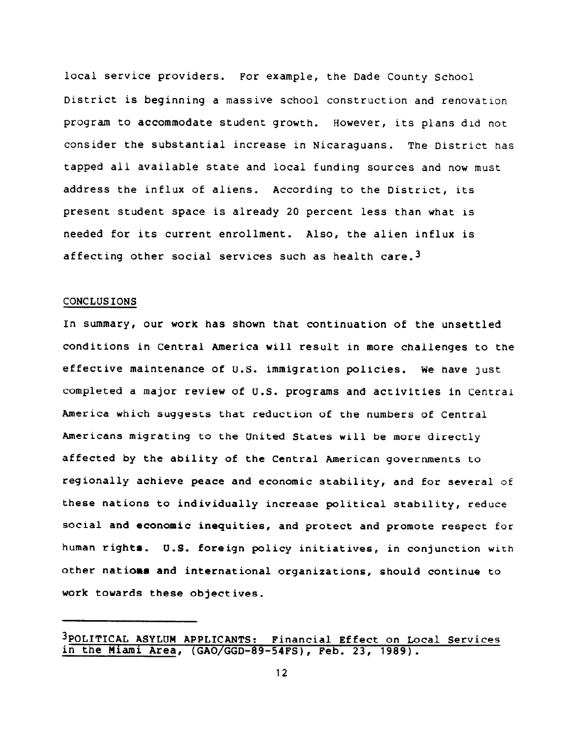local service providers. For example, the Dade County School District is beginning a massive school construction and renovation program to accommodate student growth. However, its plans did not consider the substantial increase in Nicaraguans. The District has tapped all available state and local funding sources and now must address the influx of aliens. According to the District, its present student space is already 20 percent less than what is needed for its current enrollment. Also, the alien influx is affecting other social services such as health care.[3]

## CONCLUSIONS

In summary, our work has shown that continuation of the unsettled conditions in Central America will result in more challenges to the effective maintenance of U.S. immigration policies. We have just completed a major review of U.S. programs and activities in Central America which suggests that reduction of the numbers of Central Americans migrating to the United States will be more directly affected by the ability of the Central American governments to regionally achieve peace and economic stability, and for several of these nations to individually increase political stability, reduce social and economic inequities, and protect and promote respect for human rights. U.S. foreign policy initiatives, in conjunction with other nations and international organizations, should continue to work towards these objectives.

---

[3]POLITICAL ASYLUM APPLICANTS: Financial Effect on Local Services in the Miami Area, (GAO/GGD-89-54FS), Feb. 23, 1989).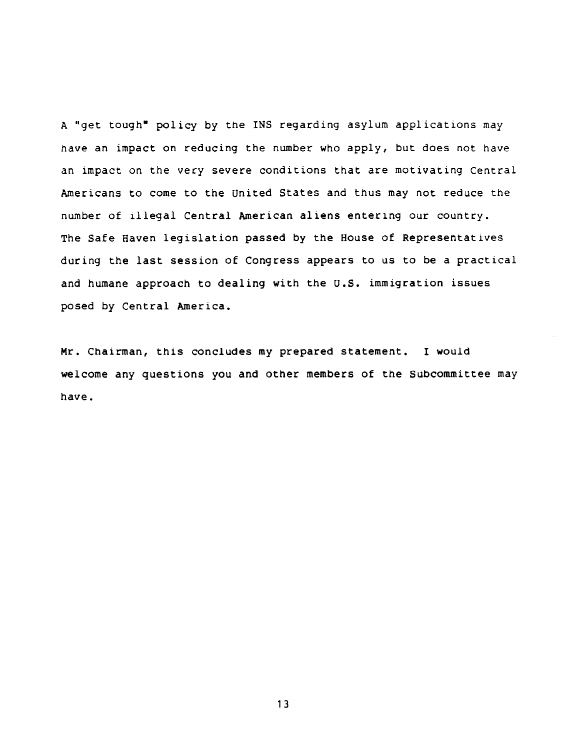A "get tough" policy by the INS regarding asylum applications may have an impact on reducing the number who apply, but does not have an impact on the very severe conditions that are motivating Central Americans to come to the United States and thus may not reduce the number of illegal Central American aliens entering our country. The Safe Haven legislation passed by the House of Representatives during the last session of Congress appears to us to be a practical and humane approach to dealing with the U.S. immigration issues posed by Central America.

Mr. Chairman, this concludes my prepared statement. I would welcome any questions you and other members of the Subcommittee may have.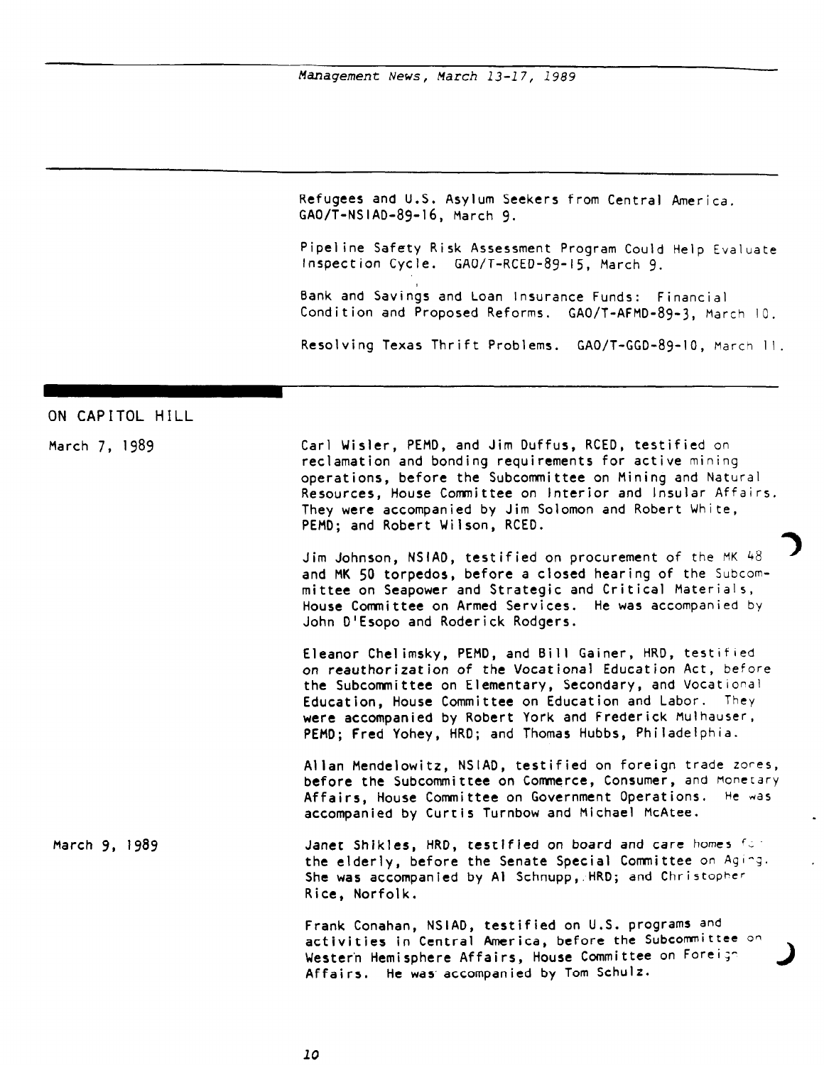Refugees and U.S. Asylum Seekers from Central America. GAO/T-NSIAD-89-16, March 9.

Pipeline Safety Risk Assessment Program Could Help Evaluate Inspection Cycle. GAO/T-RCED-89-15, March 9.

Bank and Savings and Loan Insurance Funds: Financial Condition and Proposed Reforms. GAO/T-AFMD-89-3, March 10.

Resolving Texas Thrift Problems. GAO/T-GGD-89-10, March 11.

## ON CAPITOL HILL

**March 7, 1989**

Carl Wisler, PEMD, and Jim Duffus, RCED, testified on reclamation and bonding requirements for active mining operations, before the Subcommittee on Mining and Natural Resources, House Committee on Interior and Insular Affairs. They were accompanied by Jim Solomon and Robert White, PEMD; and Robert Wilson, RCED.

Jim Johnson, NSIAD, testified on procurement of the MK 48 and MK 50 torpedos, before a closed hearing of the Subcommittee on Seapower and Strategic and Critical Materials, House Committee on Armed Services. He was accompanied by John D'Esopo and Roderick Rodgers.

Eleanor Chelimsky, PEMD, and Bill Gainer, HRD, testified on reauthorization of the Vocational Education Act, before the Subcommittee on Elementary, Secondary, and Vocational Education, House Committee on Education and Labor. They were accompanied by Robert York and Frederick Mulhauser, PEMD; Fred Yohey, HRD; and Thomas Hubbs, Philadelphia.

Allan Mendelowitz, NSIAD, testified on foreign trade zones, before the Subcommittee on Commerce, Consumer, and Monetary Affairs, House Committee on Government Operations. He was accompanied by Curtis Turnbow and Michael McAtee.

**March 9, 1989**

Janet Shikles, HRD, testified on board and care homes for the elderly, before the Senate Special Committee on Aging. She was accompanied by Al Schnupp, HRD; and Christopher Rice, Norfolk.

Frank Conahan, NSIAD, testified on U.S. programs and activities in Central America, before the Subcommittee on Western Hemisphere Affairs, House Committee on Foreign Affairs. He was accompanied by Tom Schulz.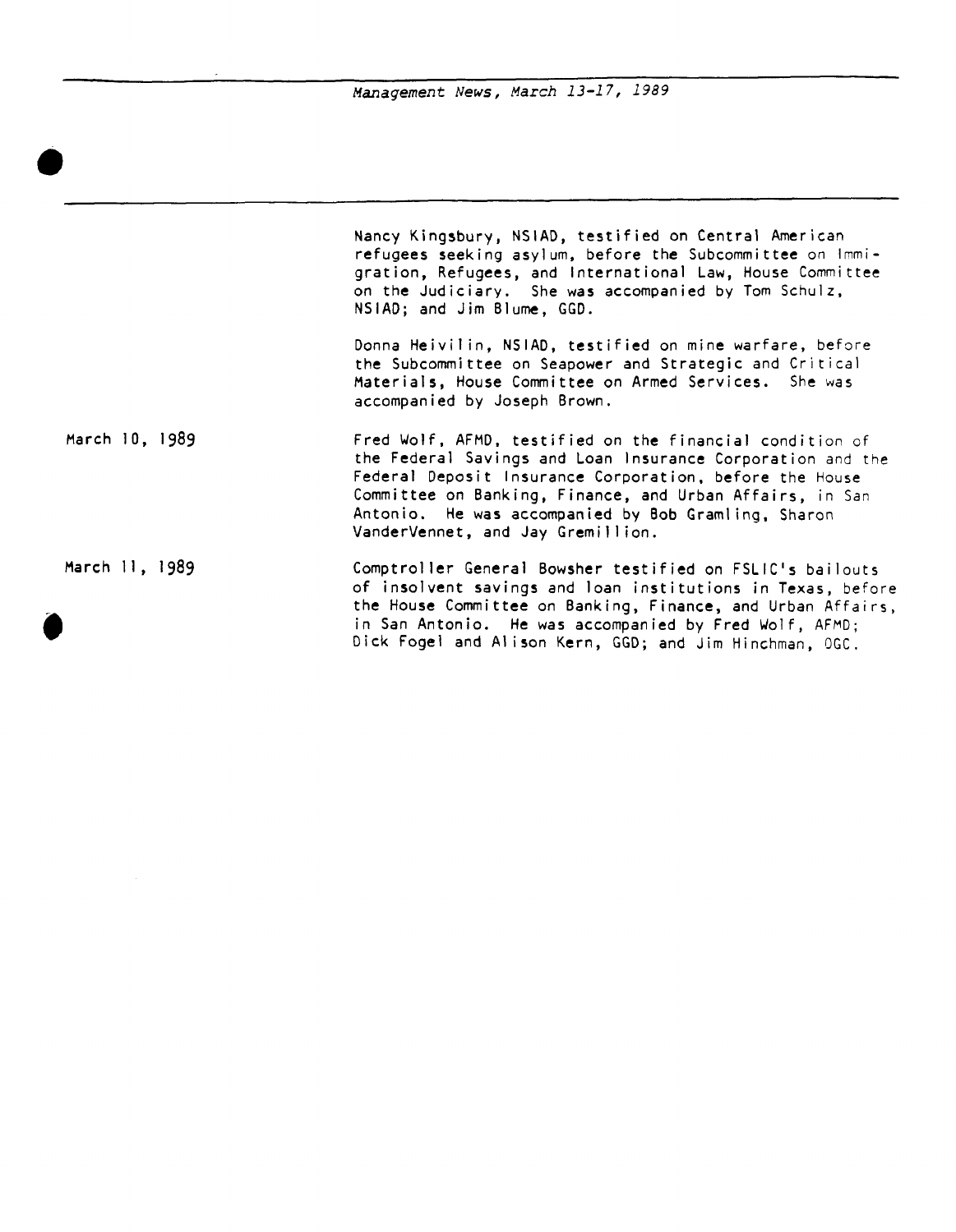Nancy Kingsbury, NSIAD, testified on Central American refugees seeking asylum, before the Subcommittee on Immigration, Refugees, and International Law, House Committee on the Judiciary. She was accompanied by Tom Schulz, NSIAD; and Jim Blume, GGD.

Donna Heivilin, NSIAD, testified on mine warfare, before the Subcommittee on Seapower and Strategic and Critical Materials, House Committee on Armed Services. She was accompanied by Joseph Brown.

March 10, 1989

Fred Wolf, AFMD, testified on the financial condition of the Federal Savings and Loan Insurance Corporation and the Federal Deposit Insurance Corporation, before the House Committee on Banking, Finance, and Urban Affairs, in San Antonio. He was accompanied by Bob Gramling, Sharon VanderVennet, and Jay Gremillion.

March 11, 1989

Comptroller General Bowsher testified on FSLIC's bailouts of insolvent savings and loan institutions in Texas, before the House Committee on Banking, Finance, and Urban Affairs, in San Antonio. He was accompanied by Fred Wolf, AFMD; Dick Fogel and Alison Kern, GGD; and Jim Hinchman, OGC.